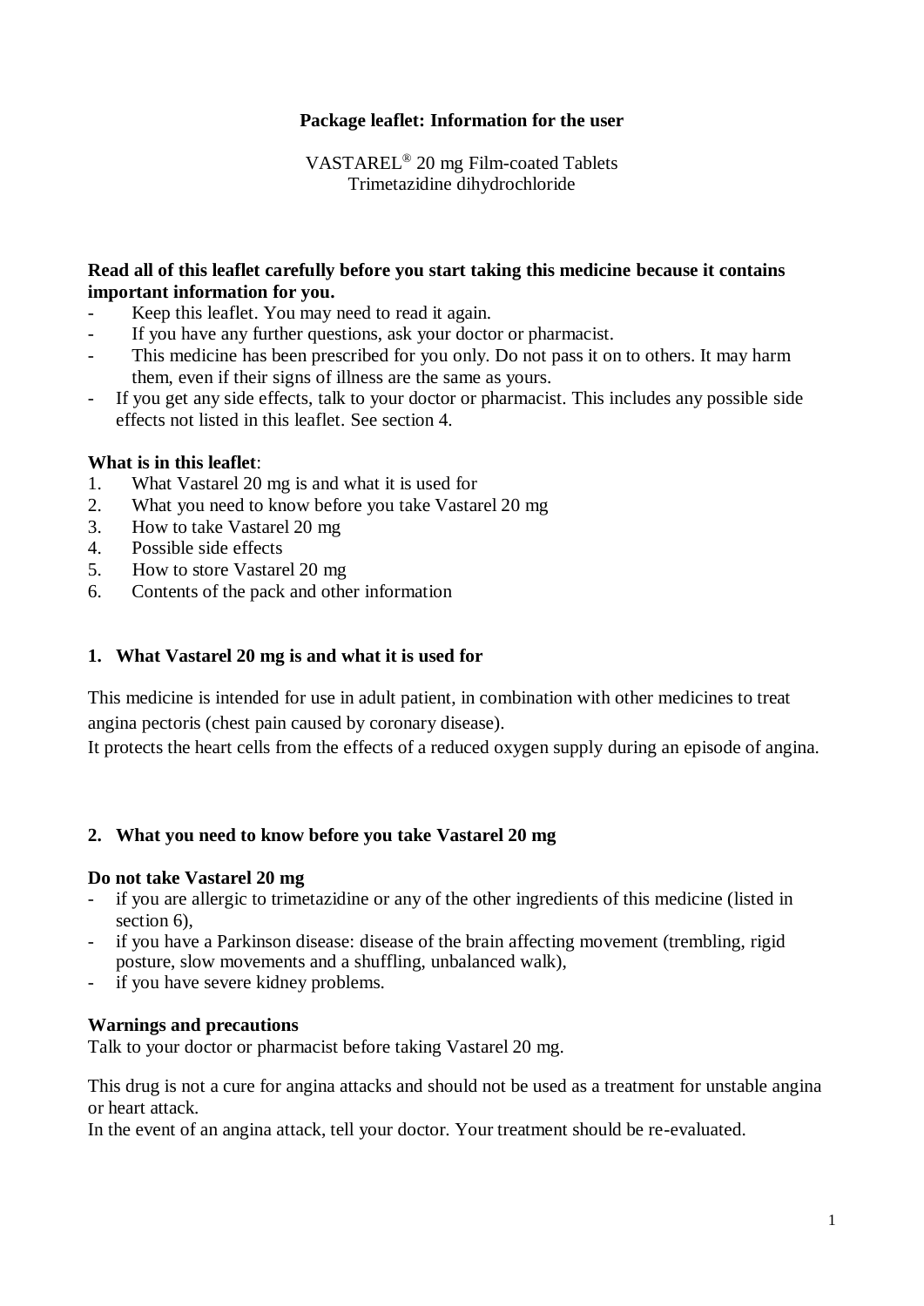**Package leaflet: Information for the user**

VASTAREL® 20 mg Film-coated Tablets
Trimetazidine dihydrochloride

**Read all of this leaflet carefully before you start taking this medicine because it contains important information for you.**

- Keep this leaflet. You may need to read it again.
- If you have any further questions, ask your doctor or pharmacist.
- This medicine has been prescribed for you only. Do not pass it on to others. It may harm them, even if their signs of illness are the same as yours.
- If you get any side effects, talk to your doctor or pharmacist. This includes any possible side effects not listed in this leaflet. See section 4.

**What is in this leaflet**:

1. What Vastarel 20 mg is and what it is used for
2. What you need to know before you take Vastarel 20 mg
3. How to take Vastarel 20 mg
4. Possible side effects
5. How to store Vastarel 20 mg
6. Contents of the pack and other information

## 1. What Vastarel 20 mg is and what it is used for

This medicine is intended for use in adult patient, in combination with other medicines to treat angina pectoris (chest pain caused by coronary disease).
It protects the heart cells from the effects of a reduced oxygen supply during an episode of angina.

## 2. What you need to know before you take Vastarel 20 mg

**Do not take Vastarel 20 mg**

- if you are allergic to trimetazidine or any of the other ingredients of this medicine (listed in section 6),
- if you have a Parkinson disease: disease of the brain affecting movement (trembling, rigid posture, slow movements and a shuffling, unbalanced walk),
- if you have severe kidney problems.

**Warnings and precautions**

Talk to your doctor or pharmacist before taking Vastarel 20 mg.

This drug is not a cure for angina attacks and should not be used as a treatment for unstable angina or heart attack.
In the event of an angina attack, tell your doctor. Your treatment should be re-evaluated.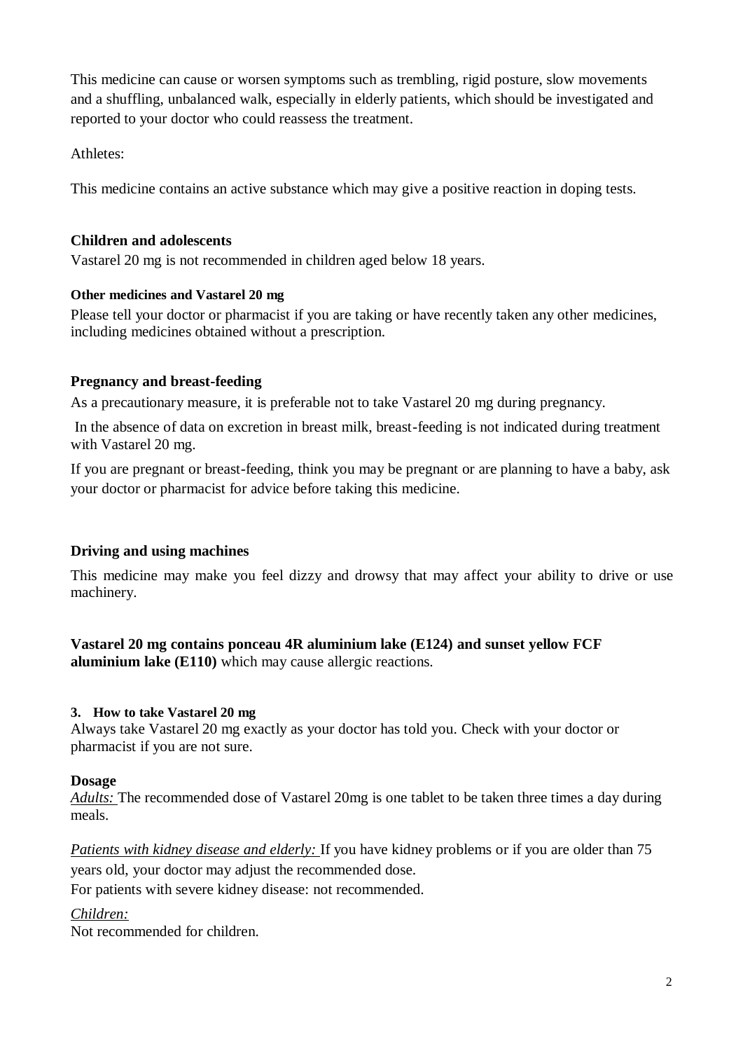This medicine can cause or worsen symptoms such as trembling, rigid posture, slow movements and a shuffling, unbalanced walk, especially in elderly patients, which should be investigated and reported to your doctor who could reassess the treatment.

Athletes:

This medicine contains an active substance which may give a positive reaction in doping tests.

### Children and adolescents

Vastarel 20 mg is not recommended in children aged below 18 years.

#### Other medicines and Vastarel 20 mg

Please tell your doctor or pharmacist if you are taking or have recently taken any other medicines, including medicines obtained without a prescription.

### Pregnancy and breast-feeding

As a precautionary measure, it is preferable not to take Vastarel 20 mg during pregnancy.

In the absence of data on excretion in breast milk, breast-feeding is not indicated during treatment with Vastarel 20 mg.

If you are pregnant or breast-feeding, think you may be pregnant or are planning to have a baby, ask your doctor or pharmacist for advice before taking this medicine.

### Driving and using machines

This medicine may make you feel dizzy and drowsy that may affect your ability to drive or use machinery.

**Vastarel 20 mg contains ponceau 4R aluminium lake (E124) and sunset yellow FCF aluminium lake (E110)** which may cause allergic reactions.

## 3. How to take Vastarel 20 mg

Always take Vastarel 20 mg exactly as your doctor has told you. Check with your doctor or pharmacist if you are not sure.

### Dosage

*Adults:* The recommended dose of Vastarel 20mg is one tablet to be taken three times a day during meals.

*Patients with kidney disease and elderly:* If you have kidney problems or if you are older than 75 years old, your doctor may adjust the recommended dose.
For patients with severe kidney disease: not recommended.

*Children:*
Not recommended for children.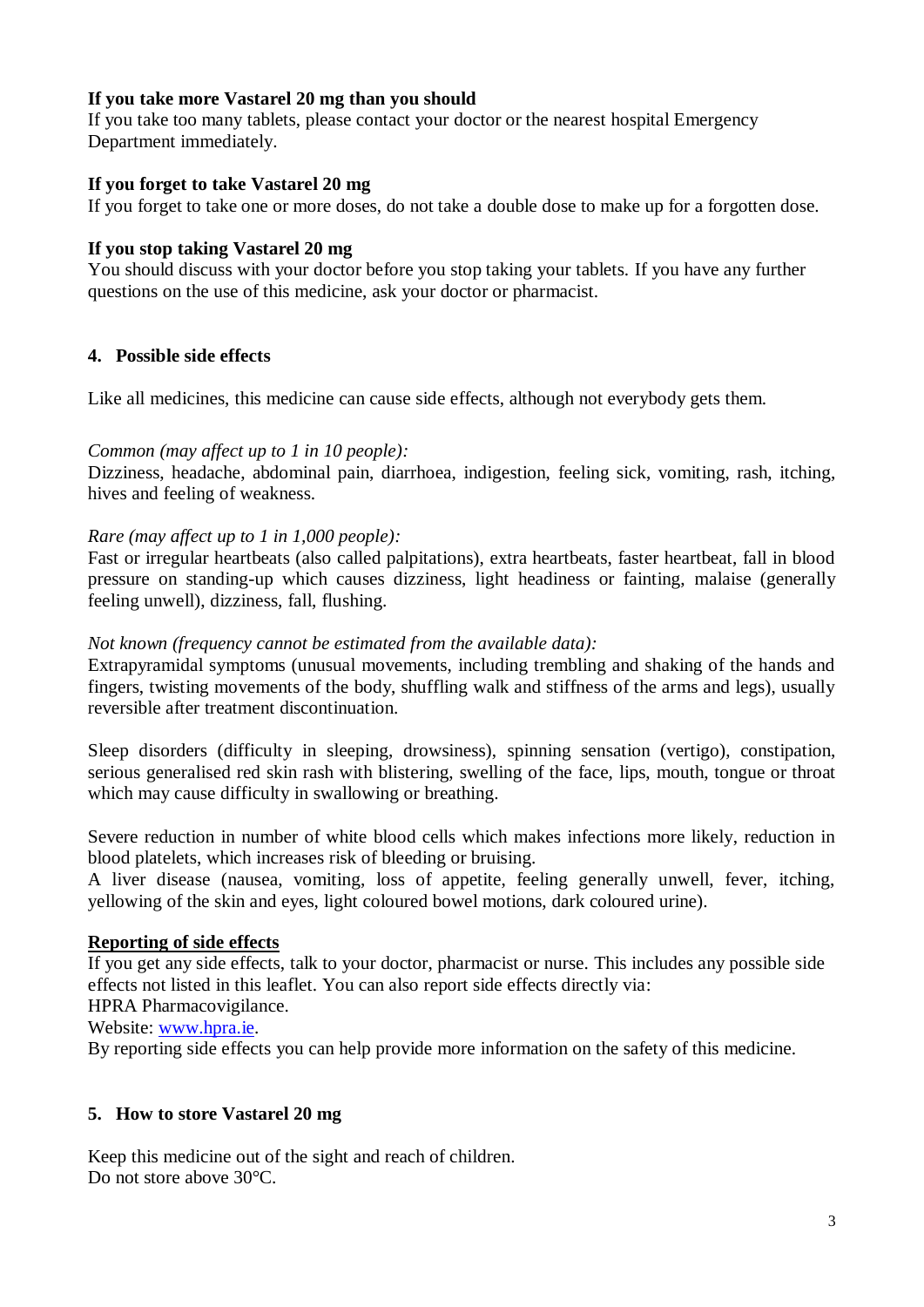**If you take more Vastarel 20 mg than you should**
If you take too many tablets, please contact your doctor or the nearest hospital Emergency Department immediately.

**If you forget to take Vastarel 20 mg**
If you forget to take one or more doses, do not take a double dose to make up for a forgotten dose.

**If you stop taking Vastarel 20 mg**
You should discuss with your doctor before you stop taking your tablets. If you have any further questions on the use of this medicine, ask your doctor or pharmacist.

## 4. Possible side effects

Like all medicines, this medicine can cause side effects, although not everybody gets them.

*Common (may affect up to 1 in 10 people):*
Dizziness, headache, abdominal pain, diarrhoea, indigestion, feeling sick, vomiting, rash, itching, hives and feeling of weakness.

*Rare (may affect up to 1 in 1,000 people):*
Fast or irregular heartbeats (also called palpitations), extra heartbeats, faster heartbeat, fall in blood pressure on standing-up which causes dizziness, light headiness or fainting, malaise (generally feeling unwell), dizziness, fall, flushing.

*Not known (frequency cannot be estimated from the available data):*
Extrapyramidal symptoms (unusual movements, including trembling and shaking of the hands and fingers, twisting movements of the body, shuffling walk and stiffness of the arms and legs), usually reversible after treatment discontinuation.

Sleep disorders (difficulty in sleeping, drowsiness), spinning sensation (vertigo), constipation, serious generalised red skin rash with blistering, swelling of the face, lips, mouth, tongue or throat which may cause difficulty in swallowing or breathing.

Severe reduction in number of white blood cells which makes infections more likely, reduction in blood platelets, which increases risk of bleeding or bruising.
A liver disease (nausea, vomiting, loss of appetite, feeling generally unwell, fever, itching, yellowing of the skin and eyes, light coloured bowel motions, dark coloured urine).

**Reporting of side effects**
If you get any side effects, talk to your doctor, pharmacist or nurse. This includes any possible side effects not listed in this leaflet. You can also report side effects directly via:
HPRA Pharmacovigilance.
Website: www.hpra.ie.
By reporting side effects you can help provide more information on the safety of this medicine.

## 5. How to store Vastarel 20 mg

Keep this medicine out of the sight and reach of children.
Do not store above 30°C.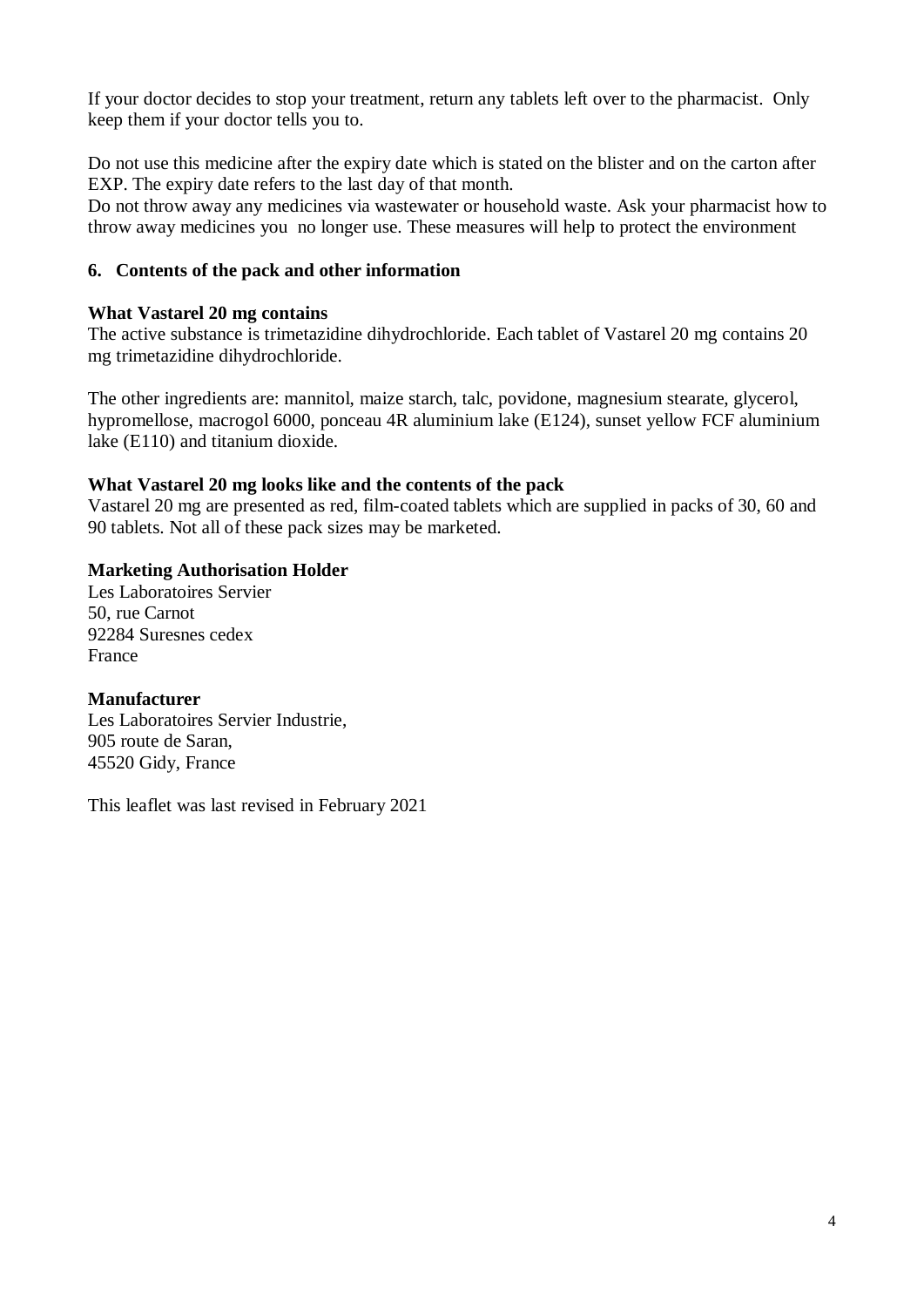If your doctor decides to stop your treatment, return any tablets left over to the pharmacist. Only keep them if your doctor tells you to.

Do not use this medicine after the expiry date which is stated on the blister and on the carton after EXP. The expiry date refers to the last day of that month.
Do not throw away any medicines via wastewater or household waste. Ask your pharmacist how to throw away medicines you no longer use. These measures will help to protect the environment

## 6. Contents of the pack and other information

**What Vastarel 20 mg contains**
The active substance is trimetazidine dihydrochloride. Each tablet of Vastarel 20 mg contains 20 mg trimetazidine dihydrochloride.

The other ingredients are: mannitol, maize starch, talc, povidone, magnesium stearate, glycerol, hypromellose, macrogol 6000, ponceau 4R aluminium lake (E124), sunset yellow FCF aluminium lake (E110) and titanium dioxide.

**What Vastarel 20 mg looks like and the contents of the pack**
Vastarel 20 mg are presented as red, film-coated tablets which are supplied in packs of 30, 60 and 90 tablets. Not all of these pack sizes may be marketed.

**Marketing Authorisation Holder**
Les Laboratoires Servier
50, rue Carnot
92284 Suresnes cedex
France

**Manufacturer**
Les Laboratoires Servier Industrie,
905 route de Saran,
45520 Gidy, France

This leaflet was last revised in February 2021